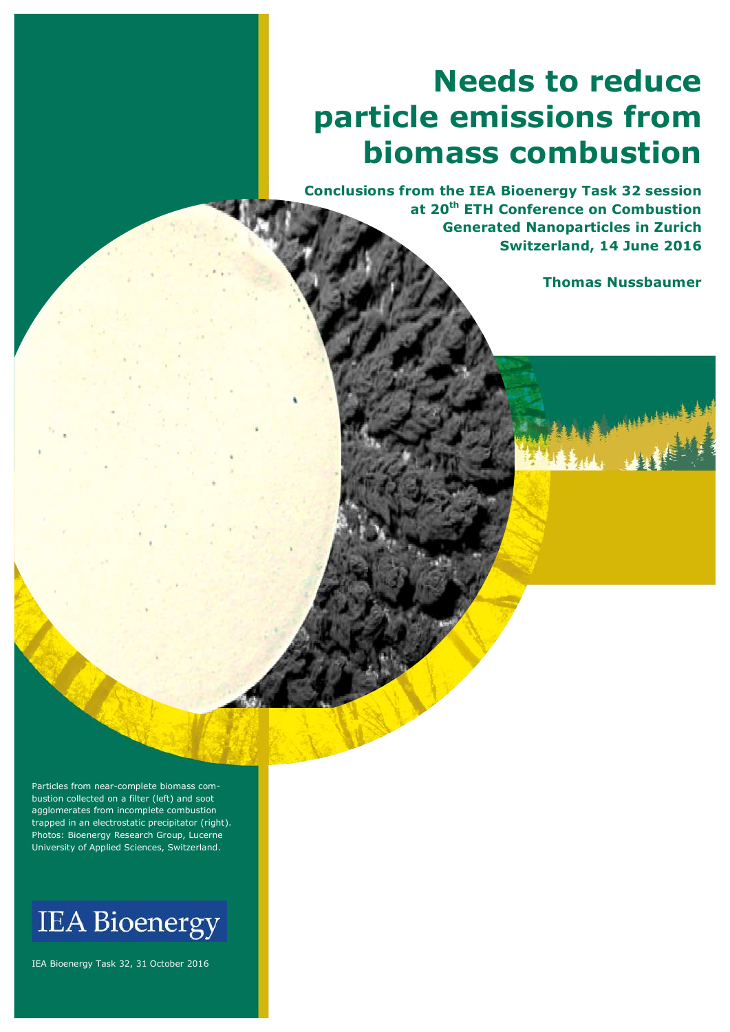# Needs to reduce particle emissions from biomass combustion

**Conclusions from the IEA Bioenergy Task 32 session at 20th ETH Conference on Combustion Generated Nanoparticles in Zurich Switzerland, 14 June 2016**

**Thomas Nussbaumer**

Particles from near-complete biomass combustion collected on a filter (left) and soot agglomerates from incomplete combustion trapped in an electrostatic precipitator (right). Photos: Bioenergy Research Group, Lucerne University of Applied Sciences, Switzerland.

IEA Bioenergy

IEA Bioenergy Task 32, 31 October 2016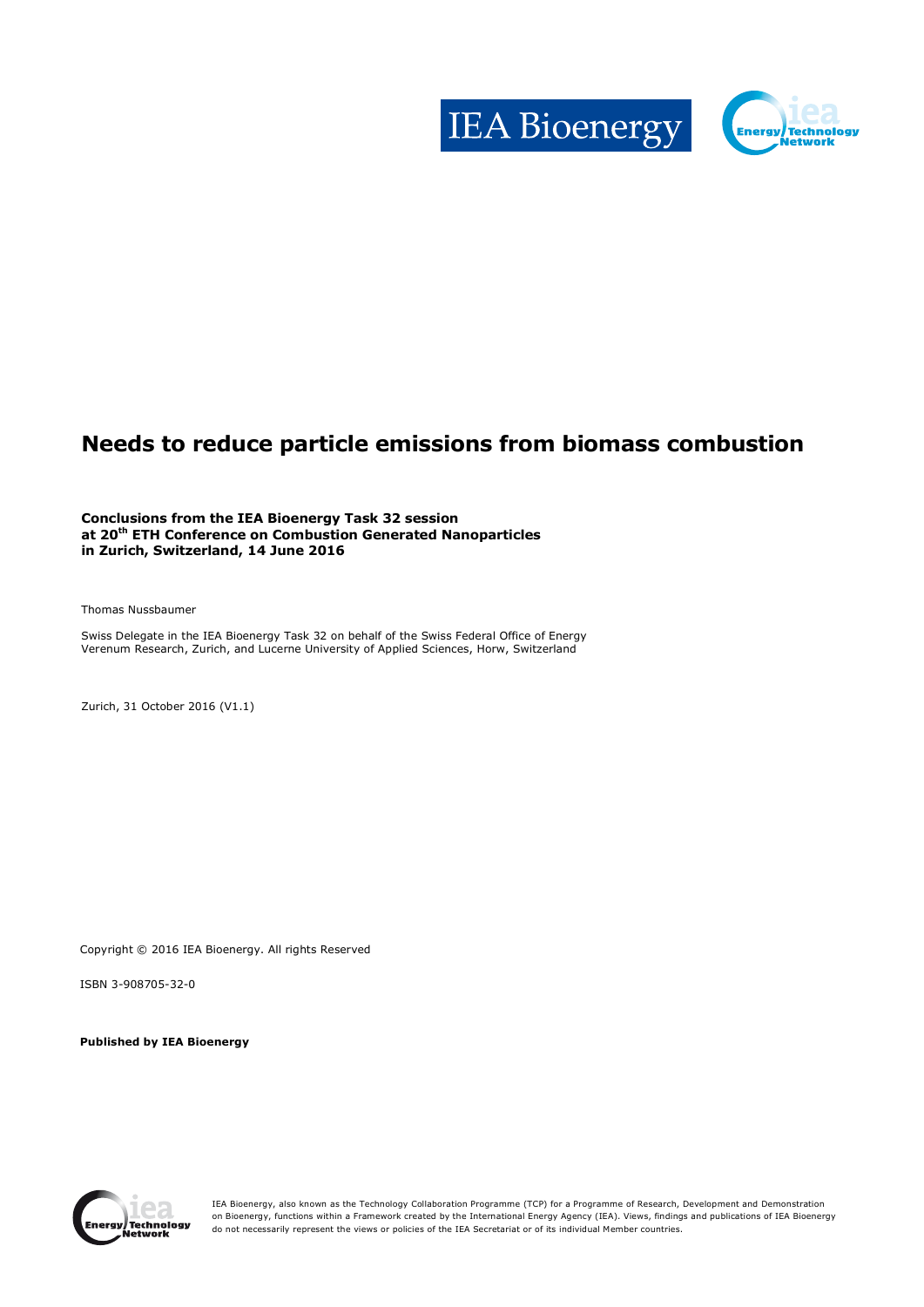# Needs to reduce particle emissions from biomass combustion

**Conclusions from the IEA Bioenergy Task 32 session**
**at 20th ETH Conference on Combustion Generated Nanoparticles**
**in Zurich, Switzerland, 14 June 2016**

Thomas Nussbaumer

Swiss Delegate in the IEA Bioenergy Task 32 on behalf of the Swiss Federal Office of Energy
Verenum Research, Zurich, and Lucerne University of Applied Sciences, Horw, Switzerland

Zurich, 31 October 2016 (V1.1)

Copyright © 2016 IEA Bioenergy. All rights Reserved

ISBN 3-908705-32-0

**Published by IEA Bioenergy**

IEA Bioenergy, also known as the Technology Collaboration Programme (TCP) for a Programme of Research, Development and Demonstration on Bioenergy, functions within a Framework created by the International Energy Agency (IEA). Views, findings and publications of IEA Bioenergy do not necessarily represent the views or policies of the IEA Secretariat or of its individual Member countries.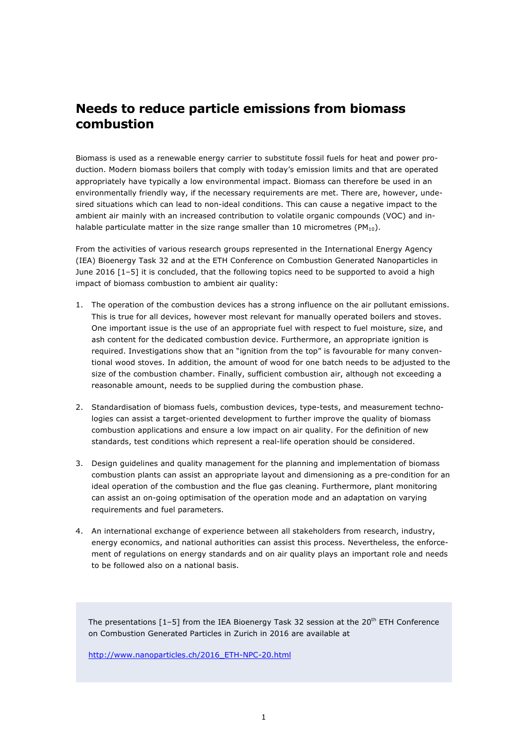# Needs to reduce particle emissions from biomass combustion

Biomass is used as a renewable energy carrier to substitute fossil fuels for heat and power production. Modern biomass boilers that comply with today's emission limits and that are operated appropriately have typically a low environmental impact. Biomass can therefore be used in an environmentally friendly way, if the necessary requirements are met. There are, however, undesired situations which can lead to non-ideal conditions. This can cause a negative impact to the ambient air mainly with an increased contribution to volatile organic compounds (VOC) and inhalable particulate matter in the size range smaller than 10 micrometres ($PM_{10}$).

From the activities of various research groups represented in the International Energy Agency (IEA) Bioenergy Task 32 and at the ETH Conference on Combustion Generated Nanoparticles in June 2016 [1–5] it is concluded, that the following topics need to be supported to avoid a high impact of biomass combustion to ambient air quality:

1. The operation of the combustion devices has a strong influence on the air pollutant emissions. This is true for all devices, however most relevant for manually operated boilers and stoves. One important issue is the use of an appropriate fuel with respect to fuel moisture, size, and ash content for the dedicated combustion device. Furthermore, an appropriate ignition is required. Investigations show that an "ignition from the top" is favourable for many conventional wood stoves. In addition, the amount of wood for one batch needs to be adjusted to the size of the combustion chamber. Finally, sufficient combustion air, although not exceeding a reasonable amount, needs to be supplied during the combustion phase.

2. Standardisation of biomass fuels, combustion devices, type-tests, and measurement technologies can assist a target-oriented development to further improve the quality of biomass combustion applications and ensure a low impact on air quality. For the definition of new standards, test conditions which represent a real-life operation should be considered.

3. Design guidelines and quality management for the planning and implementation of biomass combustion plants can assist an appropriate layout and dimensioning as a pre-condition for an ideal operation of the combustion and the flue gas cleaning. Furthermore, plant monitoring can assist an on-going optimisation of the operation mode and an adaptation on varying requirements and fuel parameters.

4. An international exchange of experience between all stakeholders from research, industry, energy economics, and national authorities can assist this process. Nevertheless, the enforcement of regulations on energy standards and on air quality plays an important role and needs to be followed also on a national basis.

The presentations [1–5] from the IEA Bioenergy Task 32 session at the 20th ETH Conference on Combustion Generated Particles in Zurich in 2016 are available at

http://www.nanoparticles.ch/2016_ETH-NPC-20.html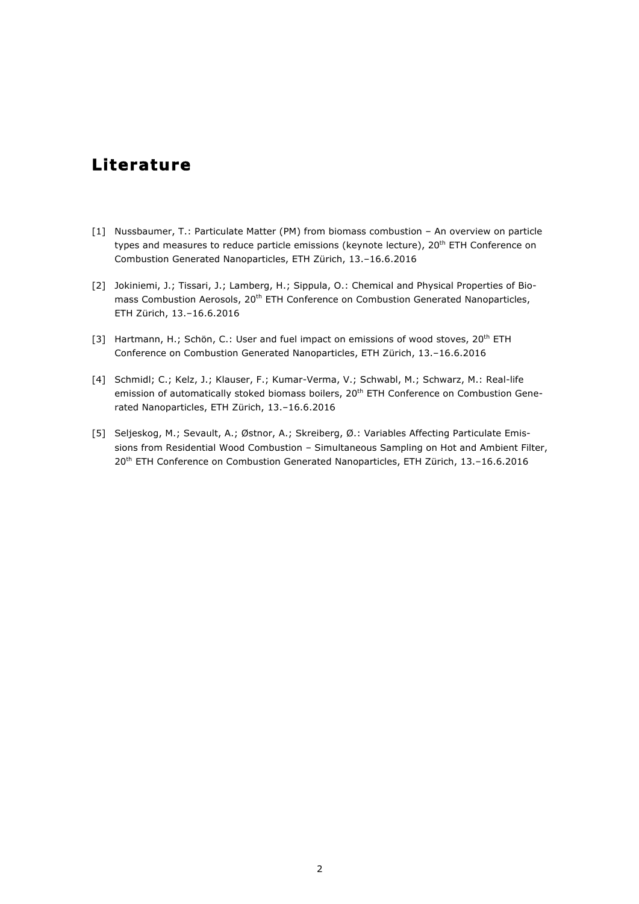# Literature

[1] Nussbaumer, T.: Particulate Matter (PM) from biomass combustion – An overview on particle types and measures to reduce particle emissions (keynote lecture), 20th ETH Conference on Combustion Generated Nanoparticles, ETH Zürich, 13.–16.6.2016

[2] Jokiniemi, J.; Tissari, J.; Lamberg, H.; Sippula, O.: Chemical and Physical Properties of Biomass Combustion Aerosols, 20th ETH Conference on Combustion Generated Nanoparticles, ETH Zürich, 13.–16.6.2016

[3] Hartmann, H.; Schön, C.: User and fuel impact on emissions of wood stoves, 20th ETH Conference on Combustion Generated Nanoparticles, ETH Zürich, 13.–16.6.2016

[4] Schmidl; C.; Kelz, J.; Klauser, F.; Kumar-Verma, V.; Schwabl, M.; Schwarz, M.: Real-life emission of automatically stoked biomass boilers, 20th ETH Conference on Combustion Generated Nanoparticles, ETH Zürich, 13.–16.6.2016

[5] Seljeskog, M.; Sevault, A.; Østnor, A.; Skreiberg, Ø.: Variables Affecting Particulate Emissions from Residential Wood Combustion – Simultaneous Sampling on Hot and Ambient Filter, 20th ETH Conference on Combustion Generated Nanoparticles, ETH Zürich, 13.–16.6.2016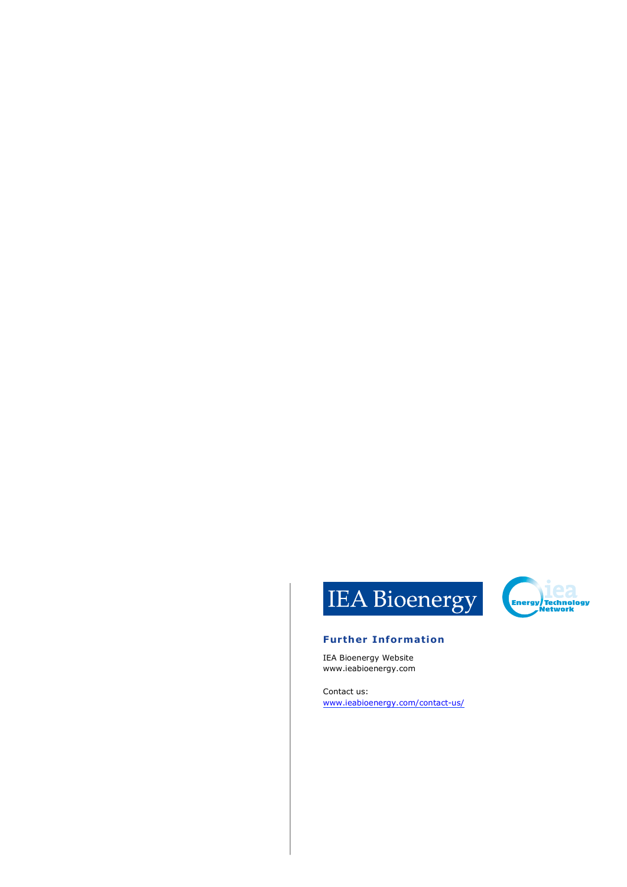IEA Bioenergy

## Further Information

IEA Bioenergy Website
www.ieabioenergy.com

Contact us:
www.ieabioenergy.com/contact-us/